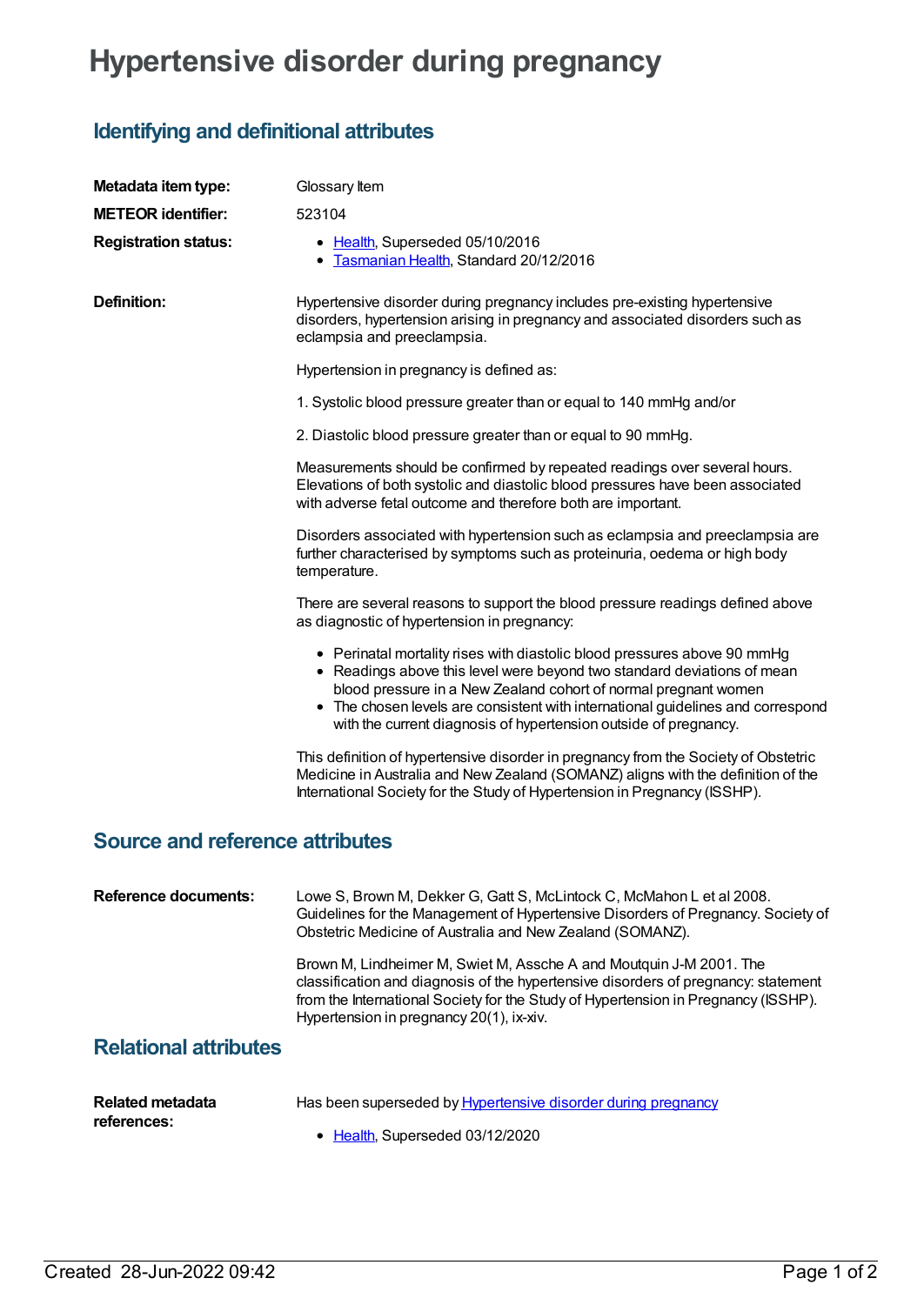# Hypertensive disorder during pregnancy

## Identifying and definitional attributes

**Metadata item type:** Glossary Item

**METEOR identifier:** 523104

**Registration status:**

- Health, Superseded 05/10/2016
- Tasmanian Health, Standard 20/12/2016

**Definition:**

Hypertensive disorder during pregnancy includes pre-existing hypertensive disorders, hypertension arising in pregnancy and associated disorders such as eclampsia and preeclampsia.

Hypertension in pregnancy is defined as:

1. Systolic blood pressure greater than or equal to 140 mmHg and/or

2. Diastolic blood pressure greater than or equal to 90 mmHg.

Measurements should be confirmed by repeated readings over several hours. Elevations of both systolic and diastolic blood pressures have been associated with adverse fetal outcome and therefore both are important.

Disorders associated with hypertension such as eclampsia and preeclampsia are further characterised by symptoms such as proteinuria, oedema or high body temperature.

There are several reasons to support the blood pressure readings defined above as diagnostic of hypertension in pregnancy:

- Perinatal mortality rises with diastolic blood pressures above 90 mmHg
- Readings above this level were beyond two standard deviations of mean blood pressure in a New Zealand cohort of normal pregnant women
- The chosen levels are consistent with international guidelines and correspond with the current diagnosis of hypertension outside of pregnancy.

This definition of hypertensive disorder in pregnancy from the Society of Obstetric Medicine in Australia and New Zealand (SOMANZ) aligns with the definition of the International Society for the Study of Hypertension in Pregnancy (ISSHP).

## Source and reference attributes

**Reference documents:**

Lowe S, Brown M, Dekker G, Gatt S, McLintock C, McMahon L et al 2008. Guidelines for the Management of Hypertensive Disorders of Pregnancy. Society of Obstetric Medicine of Australia and New Zealand (SOMANZ).

Brown M, Lindheimer M, Swiet M, Assche A and Moutquin J-M 2001. The classification and diagnosis of the hypertensive disorders of pregnancy: statement from the International Society for the Study of Hypertension in Pregnancy (ISSHP). Hypertension in pregnancy 20(1), ix-xiv.

## Relational attributes

**Related metadata references:**

Has been superseded by Hypertensive disorder during pregnancy

- Health, Superseded 03/12/2020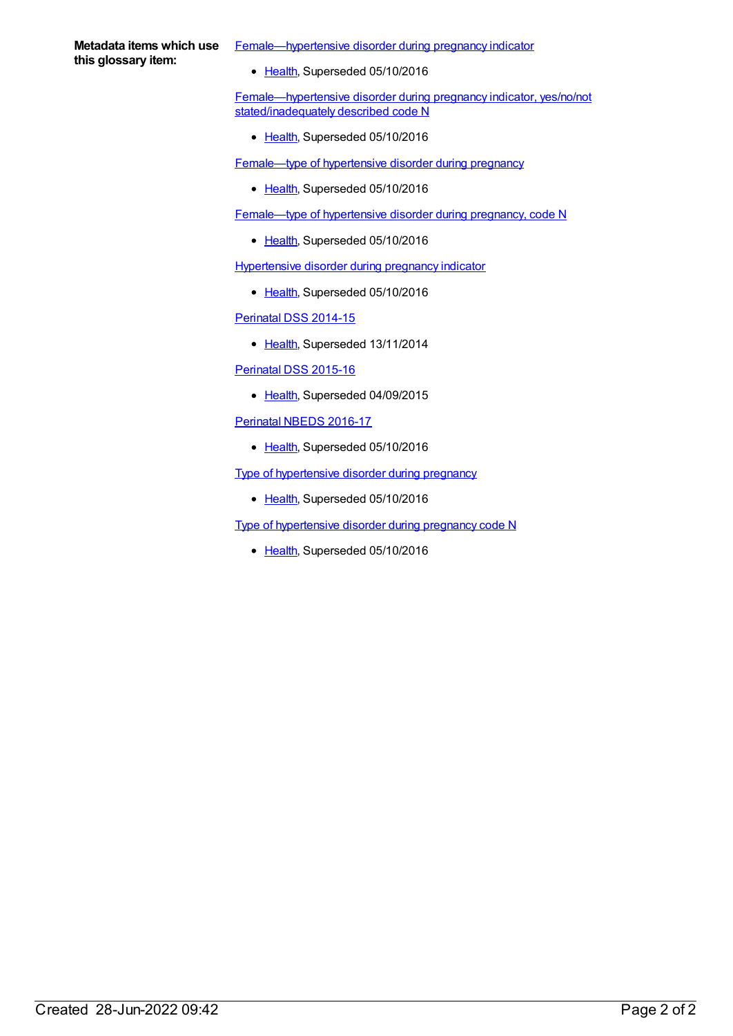**Metadata items which use this glossary item:**

Female—hypertensive disorder during pregnancy indicator

- Health, Superseded 05/10/2016

Female—hypertensive disorder during pregnancy indicator, yes/no/not stated/inadequately described code N

- Health, Superseded 05/10/2016

Female—type of hypertensive disorder during pregnancy

- Health, Superseded 05/10/2016

Female—type of hypertensive disorder during pregnancy, code N

- Health, Superseded 05/10/2016

Hypertensive disorder during pregnancy indicator

- Health, Superseded 05/10/2016

Perinatal DSS 2014-15

- Health, Superseded 13/11/2014

Perinatal DSS 2015-16

- Health, Superseded 04/09/2015

Perinatal NBEDS 2016-17

- Health, Superseded 05/10/2016

Type of hypertensive disorder during pregnancy

- Health, Superseded 05/10/2016

Type of hypertensive disorder during pregnancy code N

- Health, Superseded 05/10/2016